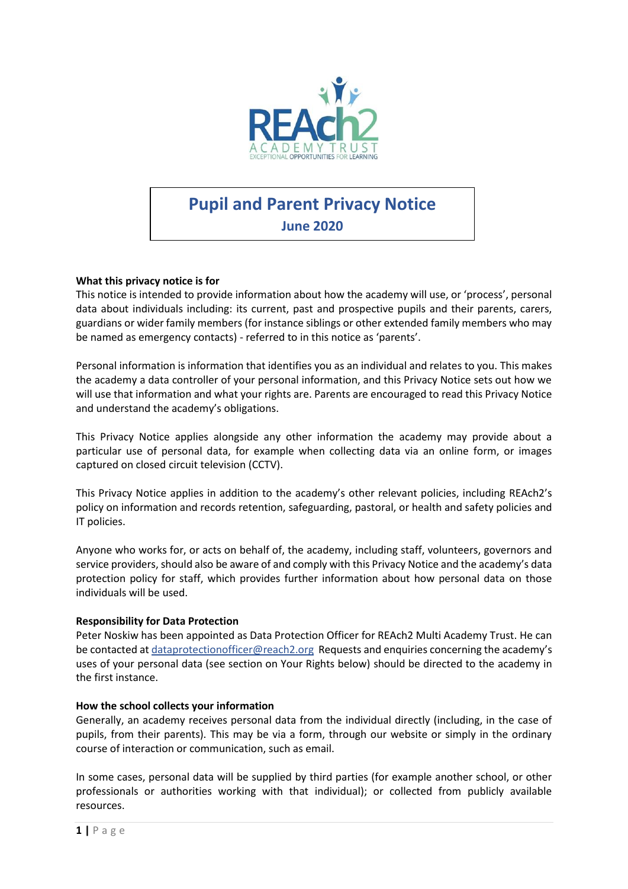# Pupil and Parent Privacy Notice

**June 2020**

**What this privacy notice is for**

This notice is intended to provide information about how the academy will use, or 'process', personal data about individuals including: its current, past and prospective pupils and their parents, carers, guardians or wider family members (for instance siblings or other extended family members who may be named as emergency contacts) - referred to in this notice as 'parents'.

Personal information is information that identifies you as an individual and relates to you. This makes the academy a data controller of your personal information, and this Privacy Notice sets out how we will use that information and what your rights are. Parents are encouraged to read this Privacy Notice and understand the academy's obligations.

This Privacy Notice applies alongside any other information the academy may provide about a particular use of personal data, for example when collecting data via an online form, or images captured on closed circuit television (CCTV).

This Privacy Notice applies in addition to the academy's other relevant policies, including REAch2's policy on information and records retention, safeguarding, pastoral, or health and safety policies and IT policies.

Anyone who works for, or acts on behalf of, the academy, including staff, volunteers, governors and service providers, should also be aware of and comply with this Privacy Notice and the academy's data protection policy for staff, which provides further information about how personal data on those individuals will be used.

**Responsibility for Data Protection**

Peter Noskiw has been appointed as Data Protection Officer for REAch2 Multi Academy Trust. He can be contacted at dataprotectionofficer@reach2.org Requests and enquiries concerning the academy's uses of your personal data (see section on Your Rights below) should be directed to the academy in the first instance.

**How the school collects your information**

Generally, an academy receives personal data from the individual directly (including, in the case of pupils, from their parents). This may be via a form, through our website or simply in the ordinary course of interaction or communication, such as email.

In some cases, personal data will be supplied by third parties (for example another school, or other professionals or authorities working with that individual); or collected from publicly available resources.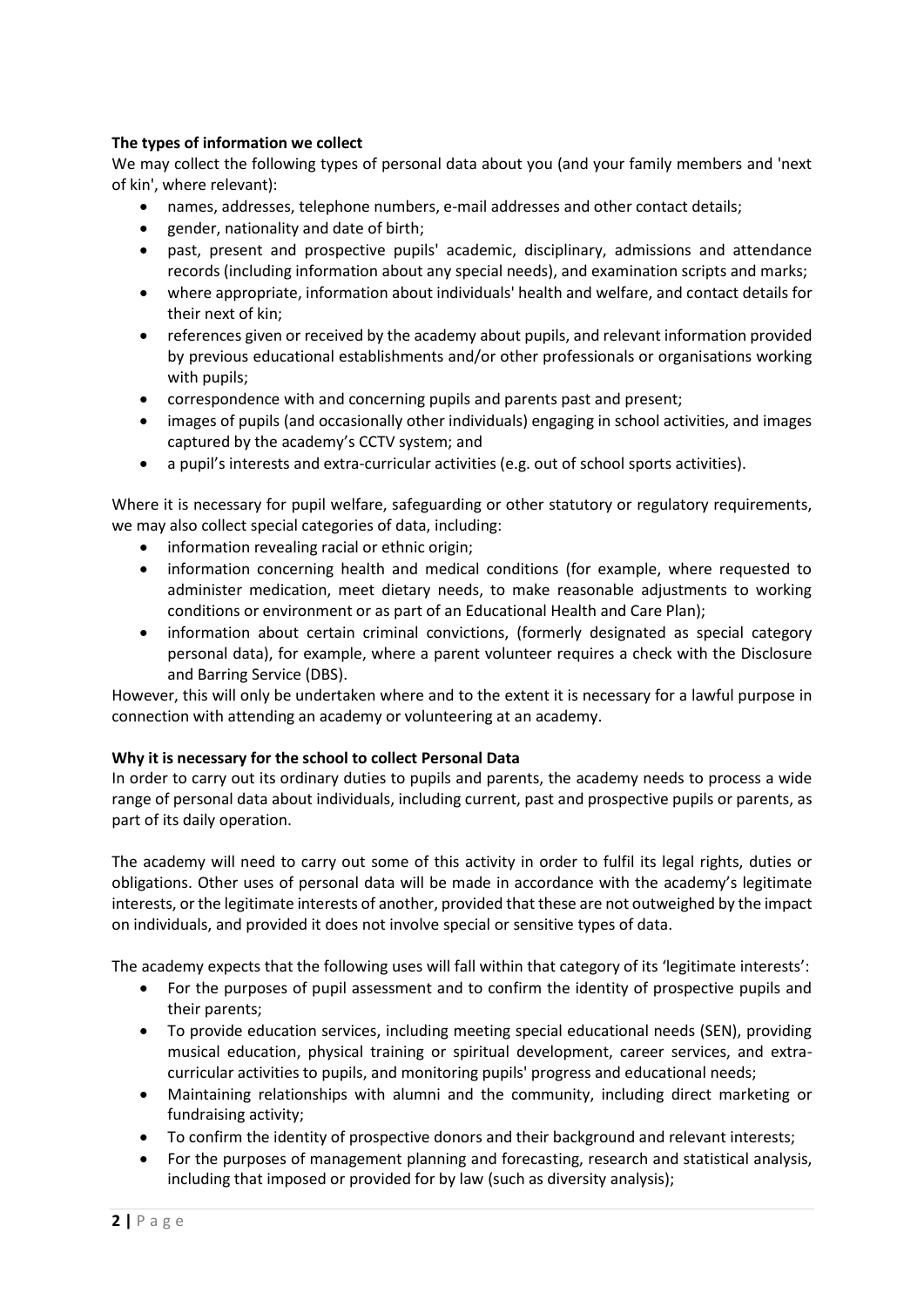**The types of information we collect**

We may collect the following types of personal data about you (and your family members and 'next of kin', where relevant):

- names, addresses, telephone numbers, e-mail addresses and other contact details;
- gender, nationality and date of birth;
- past, present and prospective pupils' academic, disciplinary, admissions and attendance records (including information about any special needs), and examination scripts and marks;
- where appropriate, information about individuals' health and welfare, and contact details for their next of kin;
- references given or received by the academy about pupils, and relevant information provided by previous educational establishments and/or other professionals or organisations working with pupils;
- correspondence with and concerning pupils and parents past and present;
- images of pupils (and occasionally other individuals) engaging in school activities, and images captured by the academy's CCTV system; and
- a pupil's interests and extra-curricular activities (e.g. out of school sports activities).

Where it is necessary for pupil welfare, safeguarding or other statutory or regulatory requirements, we may also collect special categories of data, including:

- information revealing racial or ethnic origin;
- information concerning health and medical conditions (for example, where requested to administer medication, meet dietary needs, to make reasonable adjustments to working conditions or environment or as part of an Educational Health and Care Plan);
- information about certain criminal convictions, (formerly designated as special category personal data), for example, where a parent volunteer requires a check with the Disclosure and Barring Service (DBS).

However, this will only be undertaken where and to the extent it is necessary for a lawful purpose in connection with attending an academy or volunteering at an academy.

**Why it is necessary for the school to collect Personal Data**

In order to carry out its ordinary duties to pupils and parents, the academy needs to process a wide range of personal data about individuals, including current, past and prospective pupils or parents, as part of its daily operation.

The academy will need to carry out some of this activity in order to fulfil its legal rights, duties or obligations. Other uses of personal data will be made in accordance with the academy's legitimate interests, or the legitimate interests of another, provided that these are not outweighed by the impact on individuals, and provided it does not involve special or sensitive types of data.

The academy expects that the following uses will fall within that category of its 'legitimate interests':

- For the purposes of pupil assessment and to confirm the identity of prospective pupils and their parents;
- To provide education services, including meeting special educational needs (SEN), providing musical education, physical training or spiritual development, career services, and extra-curricular activities to pupils, and monitoring pupils' progress and educational needs;
- Maintaining relationships with alumni and the community, including direct marketing or fundraising activity;
- To confirm the identity of prospective donors and their background and relevant interests;
- For the purposes of management planning and forecasting, research and statistical analysis, including that imposed or provided for by law (such as diversity analysis);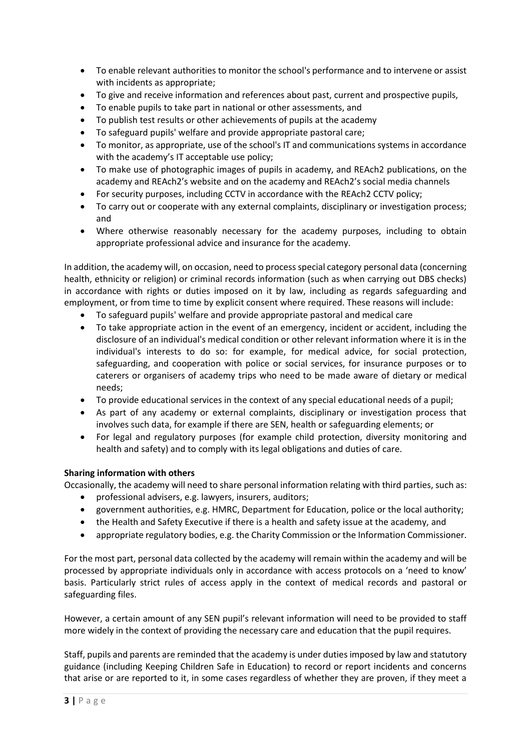- To enable relevant authorities to monitor the school's performance and to intervene or assist with incidents as appropriate;
- To give and receive information and references about past, current and prospective pupils,
- To enable pupils to take part in national or other assessments, and
- To publish test results or other achievements of pupils at the academy
- To safeguard pupils' welfare and provide appropriate pastoral care;
- To monitor, as appropriate, use of the school's IT and communications systems in accordance with the academy's IT acceptable use policy;
- To make use of photographic images of pupils in academy, and REAch2 publications, on the academy and REAch2's website and on the academy and REAch2's social media channels
- For security purposes, including CCTV in accordance with the REAch2 CCTV policy;
- To carry out or cooperate with any external complaints, disciplinary or investigation process; and
- Where otherwise reasonably necessary for the academy purposes, including to obtain appropriate professional advice and insurance for the academy.

In addition, the academy will, on occasion, need to process special category personal data (concerning health, ethnicity or religion) or criminal records information (such as when carrying out DBS checks) in accordance with rights or duties imposed on it by law, including as regards safeguarding and employment, or from time to time by explicit consent where required. These reasons will include:

- To safeguard pupils' welfare and provide appropriate pastoral and medical care
- To take appropriate action in the event of an emergency, incident or accident, including the disclosure of an individual's medical condition or other relevant information where it is in the individual's interests to do so: for example, for medical advice, for social protection, safeguarding, and cooperation with police or social services, for insurance purposes or to caterers or organisers of academy trips who need to be made aware of dietary or medical needs;
- To provide educational services in the context of any special educational needs of a pupil;
- As part of any academy or external complaints, disciplinary or investigation process that involves such data, for example if there are SEN, health or safeguarding elements; or
- For legal and regulatory purposes (for example child protection, diversity monitoring and health and safety) and to comply with its legal obligations and duties of care.

**Sharing information with others**

Occasionally, the academy will need to share personal information relating with third parties, such as:

- professional advisers, e.g. lawyers, insurers, auditors;
- government authorities, e.g. HMRC, Department for Education, police or the local authority;
- the Health and Safety Executive if there is a health and safety issue at the academy, and
- appropriate regulatory bodies, e.g. the Charity Commission or the Information Commissioner.

For the most part, personal data collected by the academy will remain within the academy and will be processed by appropriate individuals only in accordance with access protocols on a 'need to know' basis. Particularly strict rules of access apply in the context of medical records and pastoral or safeguarding files.

However, a certain amount of any SEN pupil's relevant information will need to be provided to staff more widely in the context of providing the necessary care and education that the pupil requires.

Staff, pupils and parents are reminded that the academy is under duties imposed by law and statutory guidance (including Keeping Children Safe in Education) to record or report incidents and concerns that arise or are reported to it, in some cases regardless of whether they are proven, if they meet a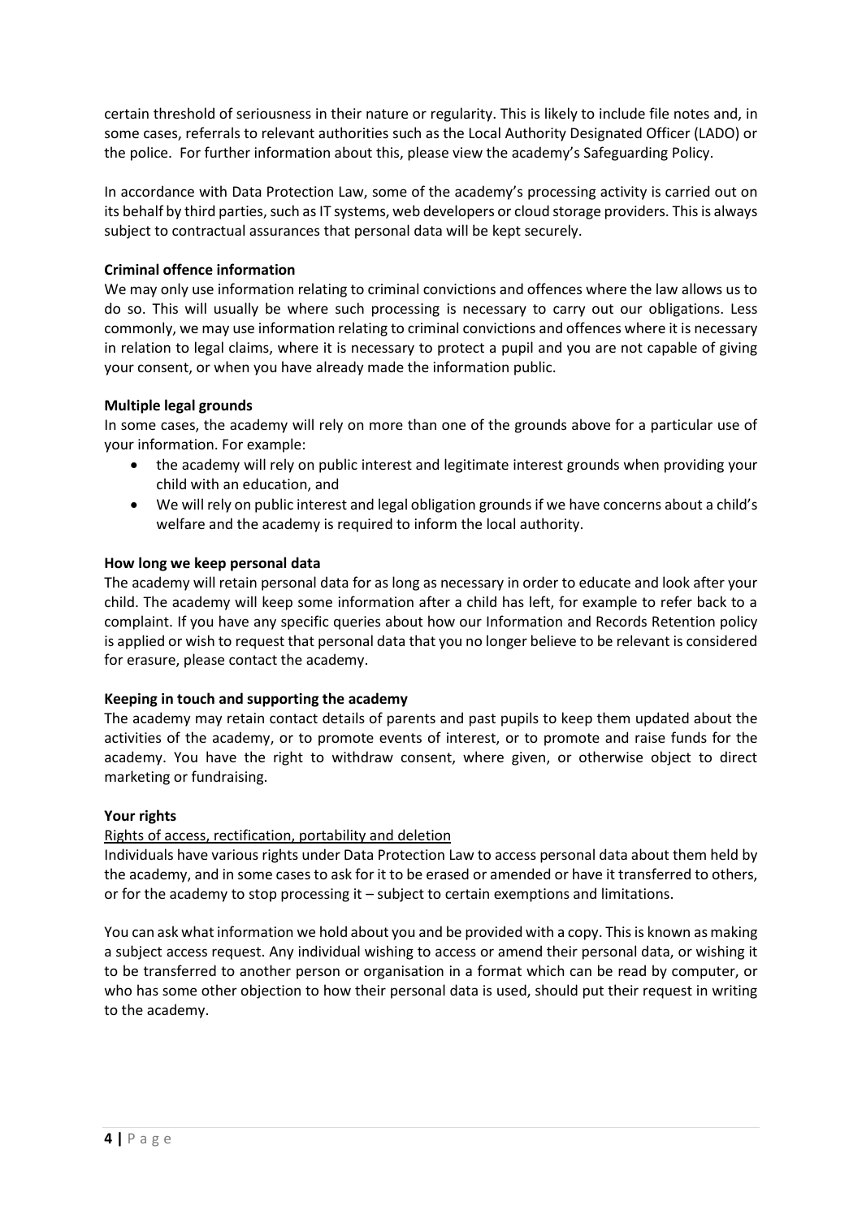certain threshold of seriousness in their nature or regularity. This is likely to include file notes and, in some cases, referrals to relevant authorities such as the Local Authority Designated Officer (LADO) or the police. For further information about this, please view the academy's Safeguarding Policy.

In accordance with Data Protection Law, some of the academy's processing activity is carried out on its behalf by third parties, such as IT systems, web developers or cloud storage providers. This is always subject to contractual assurances that personal data will be kept securely.

**Criminal offence information**

We may only use information relating to criminal convictions and offences where the law allows us to do so. This will usually be where such processing is necessary to carry out our obligations. Less commonly, we may use information relating to criminal convictions and offences where it is necessary in relation to legal claims, where it is necessary to protect a pupil and you are not capable of giving your consent, or when you have already made the information public.

**Multiple legal grounds**

In some cases, the academy will rely on more than one of the grounds above for a particular use of your information. For example:

- the academy will rely on public interest and legitimate interest grounds when providing your child with an education, and
- We will rely on public interest and legal obligation grounds if we have concerns about a child's welfare and the academy is required to inform the local authority.

**How long we keep personal data**

The academy will retain personal data for as long as necessary in order to educate and look after your child. The academy will keep some information after a child has left, for example to refer back to a complaint. If you have any specific queries about how our Information and Records Retention policy is applied or wish to request that personal data that you no longer believe to be relevant is considered for erasure, please contact the academy.

**Keeping in touch and supporting the academy**

The academy may retain contact details of parents and past pupils to keep them updated about the activities of the academy, or to promote events of interest, or to promote and raise funds for the academy. You have the right to withdraw consent, where given, or otherwise object to direct marketing or fundraising.

**Your rights**

Rights of access, rectification, portability and deletion

Individuals have various rights under Data Protection Law to access personal data about them held by the academy, and in some cases to ask for it to be erased or amended or have it transferred to others, or for the academy to stop processing it – subject to certain exemptions and limitations.

You can ask what information we hold about you and be provided with a copy. This is known as making a subject access request. Any individual wishing to access or amend their personal data, or wishing it to be transferred to another person or organisation in a format which can be read by computer, or who has some other objection to how their personal data is used, should put their request in writing to the academy.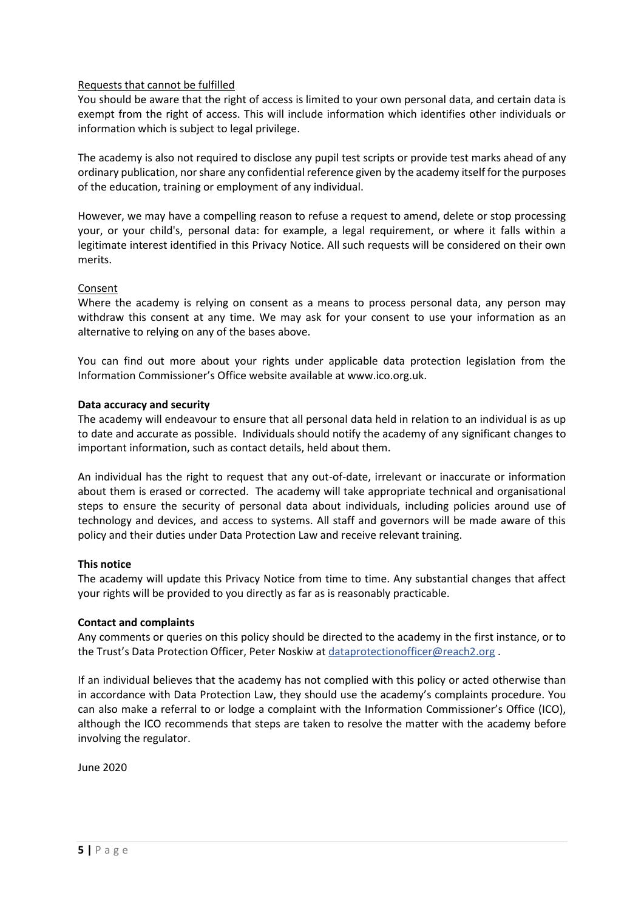Requests that cannot be fulfilled

You should be aware that the right of access is limited to your own personal data, and certain data is exempt from the right of access. This will include information which identifies other individuals or information which is subject to legal privilege.

The academy is also not required to disclose any pupil test scripts or provide test marks ahead of any ordinary publication, nor share any confidential reference given by the academy itself for the purposes of the education, training or employment of any individual.

However, we may have a compelling reason to refuse a request to amend, delete or stop processing your, or your child's, personal data: for example, a legal requirement, or where it falls within a legitimate interest identified in this Privacy Notice. All such requests will be considered on their own merits.

Consent

Where the academy is relying on consent as a means to process personal data, any person may withdraw this consent at any time. We may ask for your consent to use your information as an alternative to relying on any of the bases above.

You can find out more about your rights under applicable data protection legislation from the Information Commissioner's Office website available at www.ico.org.uk.

**Data accuracy and security**

The academy will endeavour to ensure that all personal data held in relation to an individual is as up to date and accurate as possible. Individuals should notify the academy of any significant changes to important information, such as contact details, held about them.

An individual has the right to request that any out-of-date, irrelevant or inaccurate or information about them is erased or corrected. The academy will take appropriate technical and organisational steps to ensure the security of personal data about individuals, including policies around use of technology and devices, and access to systems. All staff and governors will be made aware of this policy and their duties under Data Protection Law and receive relevant training.

**This notice**

The academy will update this Privacy Notice from time to time. Any substantial changes that affect your rights will be provided to you directly as far as is reasonably practicable.

**Contact and complaints**

Any comments or queries on this policy should be directed to the academy in the first instance, or to the Trust's Data Protection Officer, Peter Noskiw at dataprotectionofficer@reach2.org .

If an individual believes that the academy has not complied with this policy or acted otherwise than in accordance with Data Protection Law, they should use the academy's complaints procedure. You can also make a referral to or lodge a complaint with the Information Commissioner's Office (ICO), although the ICO recommends that steps are taken to resolve the matter with the academy before involving the regulator.

June 2020